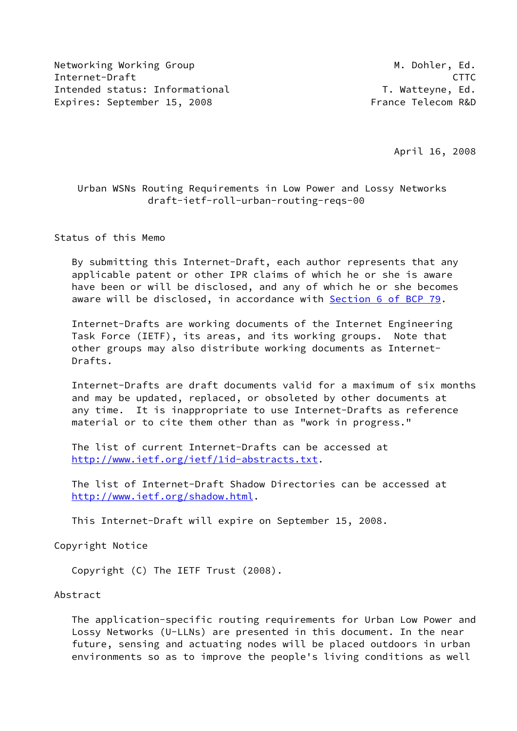Networking Working Group M. Dohler, Ed.
Internet-Draft CTTC
Intended status: Informational T. Watteyne, Ed.
Expires: September 15, 2008 France Telecom R&D

April 16, 2008

# Urban WSNs Routing Requirements in Low Power and Lossy Networks
draft-ietf-roll-urban-routing-reqs-00

## Status of this Memo

By submitting this Internet-Draft, each author represents that any applicable patent or other IPR claims of which he or she is aware have been or will be disclosed, and any of which he or she becomes aware will be disclosed, in accordance with Section 6 of BCP 79.

Internet-Drafts are working documents of the Internet Engineering Task Force (IETF), its areas, and its working groups. Note that other groups may also distribute working documents as Internet-Drafts.

Internet-Drafts are draft documents valid for a maximum of six months and may be updated, replaced, or obsoleted by other documents at any time. It is inappropriate to use Internet-Drafts as reference material or to cite them other than as "work in progress."

The list of current Internet-Drafts can be accessed at http://www.ietf.org/ietf/1id-abstracts.txt.

The list of Internet-Draft Shadow Directories can be accessed at http://www.ietf.org/shadow.html.

This Internet-Draft will expire on September 15, 2008.

## Copyright Notice

Copyright (C) The IETF Trust (2008).

## Abstract

The application-specific routing requirements for Urban Low Power and Lossy Networks (U-LLNs) are presented in this document. In the near future, sensing and actuating nodes will be placed outdoors in urban environments so as to improve the people's living conditions as well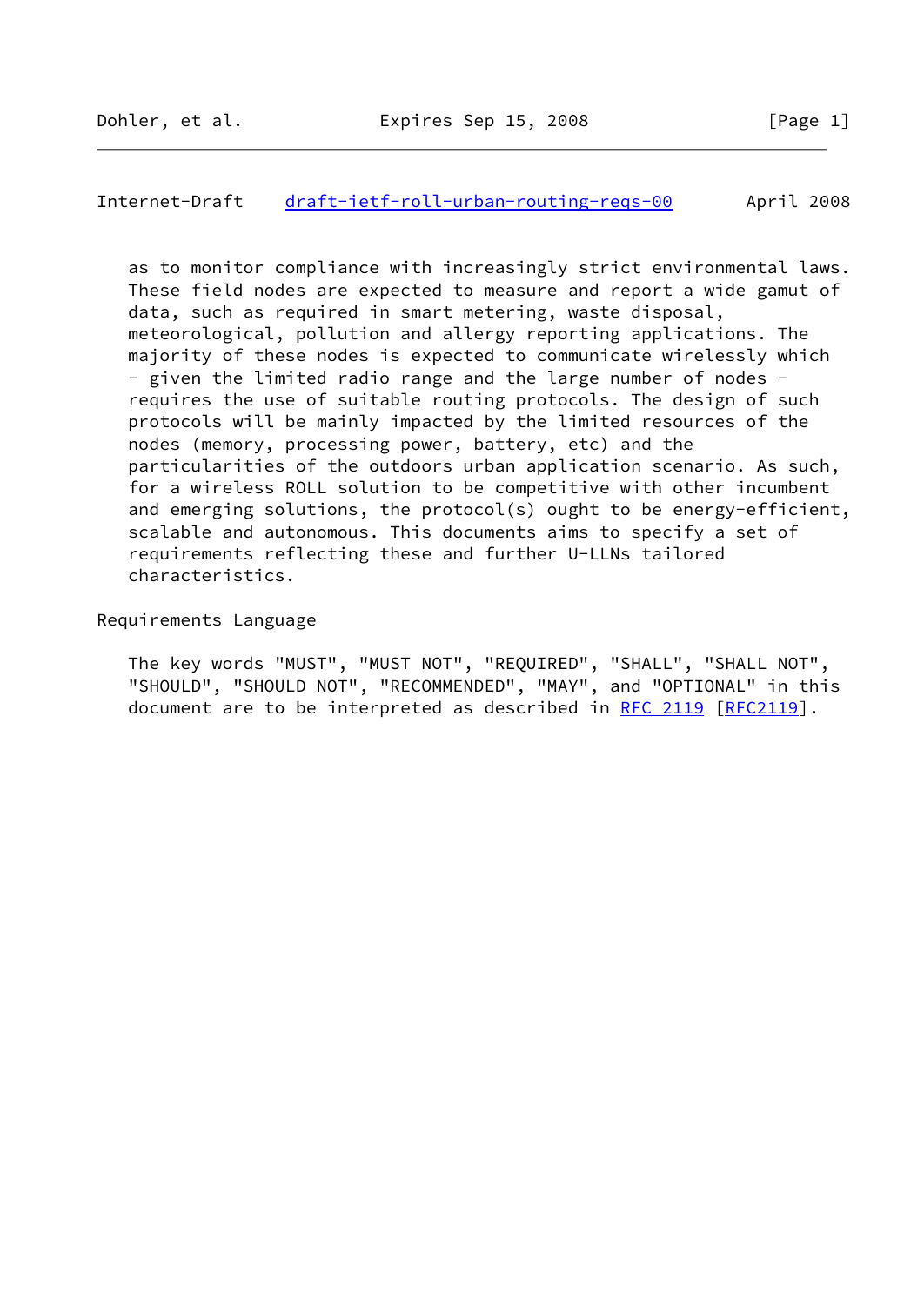as to monitor compliance with increasingly strict environmental laws. These field nodes are expected to measure and report a wide gamut of data, such as required in smart metering, waste disposal, meteorological, pollution and allergy reporting applications. The majority of these nodes is expected to communicate wirelessly which - given the limited radio range and the large number of nodes - requires the use of suitable routing protocols. The design of such protocols will be mainly impacted by the limited resources of the nodes (memory, processing power, battery, etc) and the particularities of the outdoors urban application scenario. As such, for a wireless ROLL solution to be competitive with other incumbent and emerging solutions, the protocol(s) ought to be energy-efficient, scalable and autonomous. This documents aims to specify a set of requirements reflecting these and further U-LLNs tailored characteristics.

Requirements Language

The key words "MUST", "MUST NOT", "REQUIRED", "SHALL", "SHALL NOT", "SHOULD", "SHOULD NOT", "RECOMMENDED", "MAY", and "OPTIONAL" in this document are to be interpreted as described in RFC 2119 [RFC2119].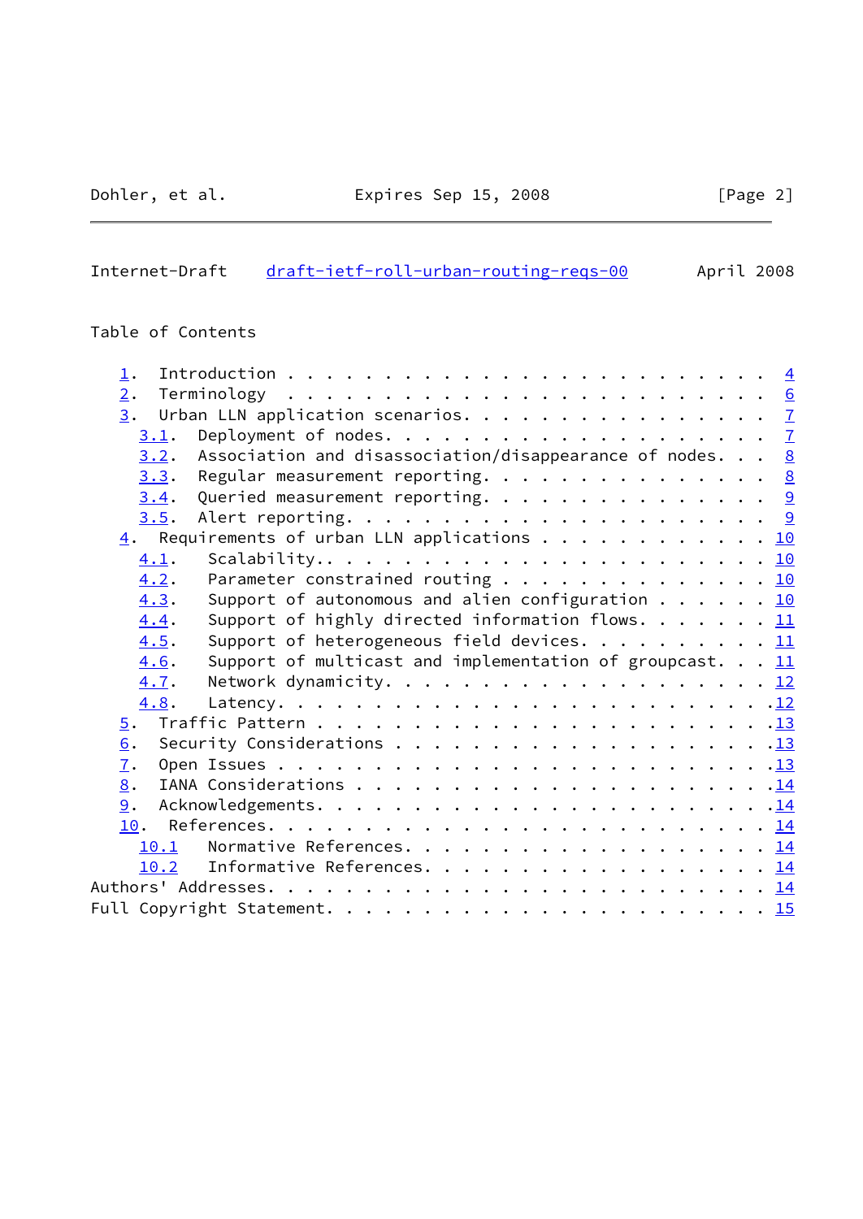Table of Contents

- 1. Introduction . . . . . . . . . . . . . . . . . . . . . . . . 4
- 2. Terminology . . . . . . . . . . . . . . . . . . . . . . . . 6
- 3. Urban LLN application scenarios. . . . . . . . . . . . . . . . 7
  - 3.1. Deployment of nodes. . . . . . . . . . . . . . . . . . . 7
  - 3.2. Association and disassociation/disappearance of nodes. . . 8
  - 3.3. Regular measurement reporting. . . . . . . . . . . . . . . 8
  - 3.4. Queried measurement reporting. . . . . . . . . . . . . . . 9
  - 3.5. Alert reporting. . . . . . . . . . . . . . . . . . . . . 9
- 4. Requirements of urban LLN applications . . . . . . . . . . . 10
  - 4.1. Scalability.. . . . . . . . . . . . . . . . . . . . . . 10
  - 4.2. Parameter constrained routing . . . . . . . . . . . . . 10
  - 4.3. Support of autonomous and alien configuration . . . . . . 10
  - 4.4. Support of highly directed information flows. . . . . . . 11
  - 4.5. Support of heterogeneous field devices. . . . . . . . . . 11
  - 4.6. Support of multicast and implementation of groupcast. . . 11
  - 4.7. Network dynamicity. . . . . . . . . . . . . . . . . . . . 12
  - 4.8. Latency. . . . . . . . . . . . . . . . . . . . . . . . .12
- 5. Traffic Pattern . . . . . . . . . . . . . . . . . . . . . . .13
- 6. Security Considerations . . . . . . . . . . . . . . . . . . .13
- 7. Open Issues . . . . . . . . . . . . . . . . . . . . . . . . .13
- 8. IANA Considerations . . . . . . . . . . . . . . . . . . . . .14
- 9. Acknowledgements. . . . . . . . . . . . . . . . . . . . . . .14
- 10. References. . . . . . . . . . . . . . . . . . . . . . . . . 14
  - 10.1 Normative References. . . . . . . . . . . . . . . . . . . 14
  - 10.2 Informative References. . . . . . . . . . . . . . . . . . 14
- Authors' Addresses. . . . . . . . . . . . . . . . . . . . . . . . 14
- Full Copyright Statement. . . . . . . . . . . . . . . . . . . . . 15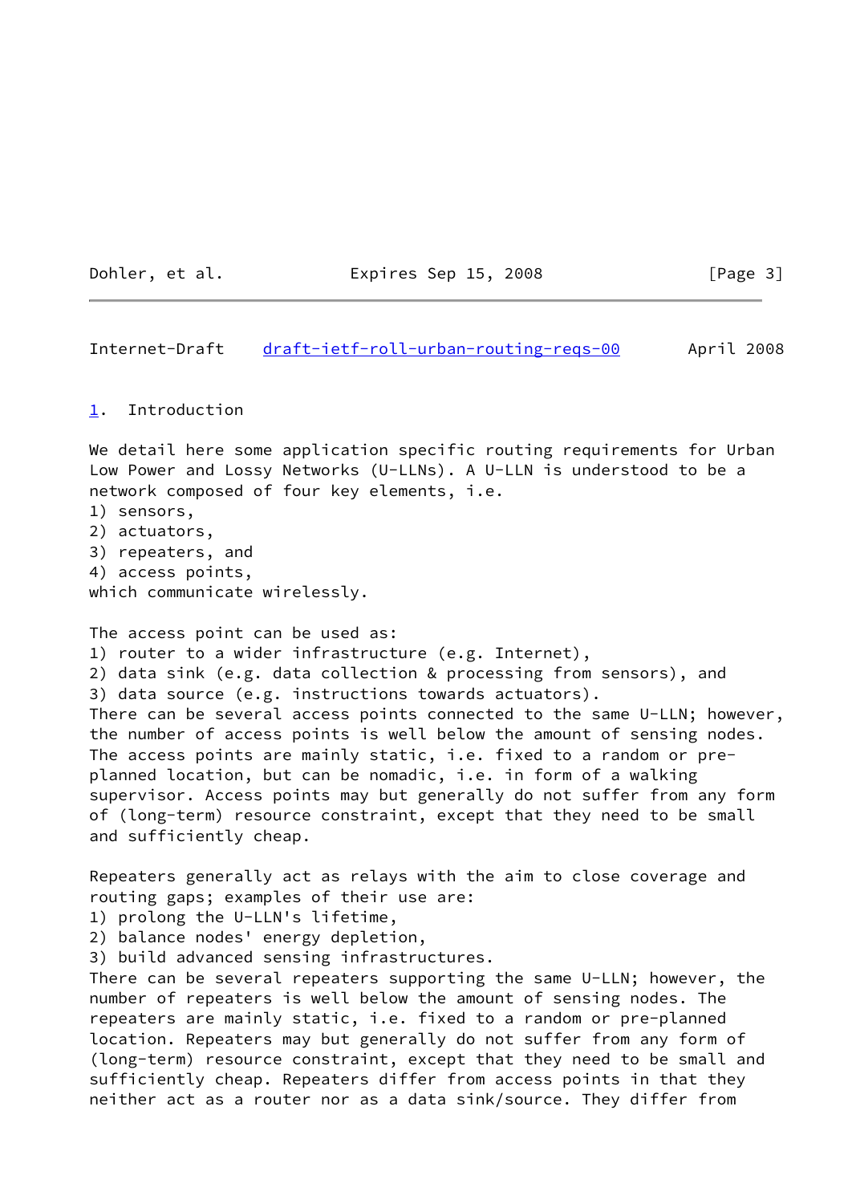## 1. Introduction

We detail here some application specific routing requirements for Urban Low Power and Lossy Networks (U-LLNs). A U-LLN is understood to be a network composed of four key elements, i.e.

1) sensors,
2) actuators,
3) repeaters, and
4) access points,

which communicate wirelessly.

The access point can be used as:

1) router to a wider infrastructure (e.g. Internet),
2) data sink (e.g. data collection & processing from sensors), and
3) data source (e.g. instructions towards actuators).

There can be several access points connected to the same U-LLN; however, the number of access points is well below the amount of sensing nodes. The access points are mainly static, i.e. fixed to a random or pre-planned location, but can be nomadic, i.e. in form of a walking supervisor. Access points may but generally do not suffer from any form of (long-term) resource constraint, except that they need to be small and sufficiently cheap.

Repeaters generally act as relays with the aim to close coverage and routing gaps; examples of their use are:

1) prolong the U-LLN's lifetime,
2) balance nodes' energy depletion,
3) build advanced sensing infrastructures.

There can be several repeaters supporting the same U-LLN; however, the number of repeaters is well below the amount of sensing nodes. The repeaters are mainly static, i.e. fixed to a random or pre-planned location. Repeaters may but generally do not suffer from any form of (long-term) resource constraint, except that they need to be small and sufficiently cheap. Repeaters differ from access points in that they neither act as a router nor as a data sink/source. They differ from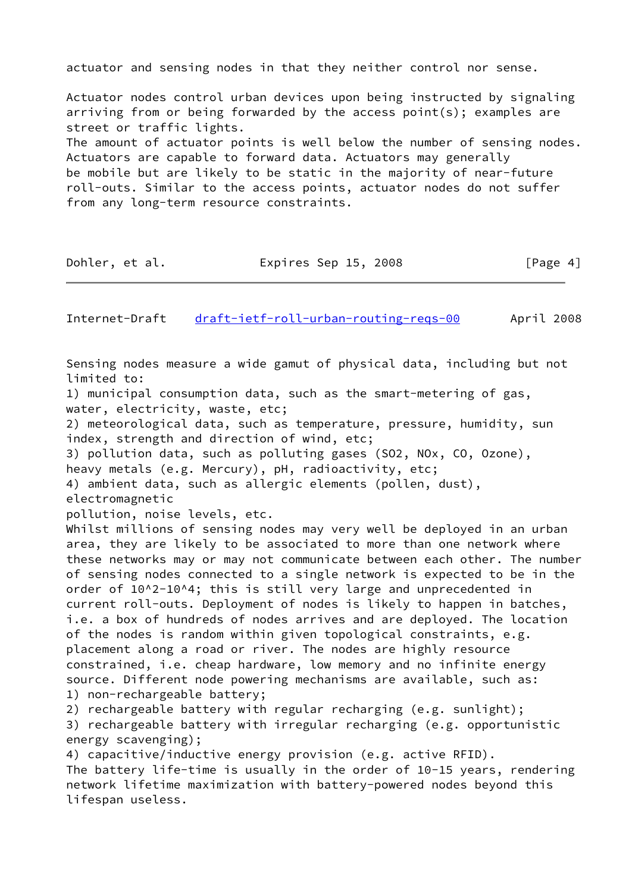actuator and sensing nodes in that they neither control nor sense.

Actuator nodes control urban devices upon being instructed by signaling arriving from or being forwarded by the access point(s); examples are street or traffic lights.
The amount of actuator points is well below the number of sensing nodes. Actuators are capable to forward data. Actuators may generally be mobile but are likely to be static in the majority of near-future roll-outs. Similar to the access points, actuator nodes do not suffer from any long-term resource constraints.

Sensing nodes measure a wide gamut of physical data, including but not limited to:
1) municipal consumption data, such as the smart-metering of gas, water, electricity, waste, etc;
2) meteorological data, such as temperature, pressure, humidity, sun index, strength and direction of wind, etc;
3) pollution data, such as polluting gases ($SO_2$, $NO_x$, CO, Ozone), heavy metals (e.g. Mercury), pH, radioactivity, etc;
4) ambient data, such as allergic elements (pollen, dust), electromagnetic pollution, noise levels, etc.
Whilst millions of sensing nodes may very well be deployed in an urban area, they are likely to be associated to more than one network where these networks may or may not communicate between each other. The number of sensing nodes connected to a single network is expected to be in the order of $10^2$-$10^4$; this is still very large and unprecedented in current roll-outs. Deployment of nodes is likely to happen in batches, i.e. a box of hundreds of nodes arrives and are deployed. The location of the nodes is random within given topological constraints, e.g. placement along a road or river. The nodes are highly resource constrained, i.e. cheap hardware, low memory and no infinite energy source. Different node powering mechanisms are available, such as:
1) non-rechargeable battery;
2) rechargeable battery with regular recharging (e.g. sunlight);
3) rechargeable battery with irregular recharging (e.g. opportunistic energy scavenging);
4) capacitive/inductive energy provision (e.g. active RFID).
The battery life-time is usually in the order of 10-15 years, rendering network lifetime maximization with battery-powered nodes beyond this lifespan useless.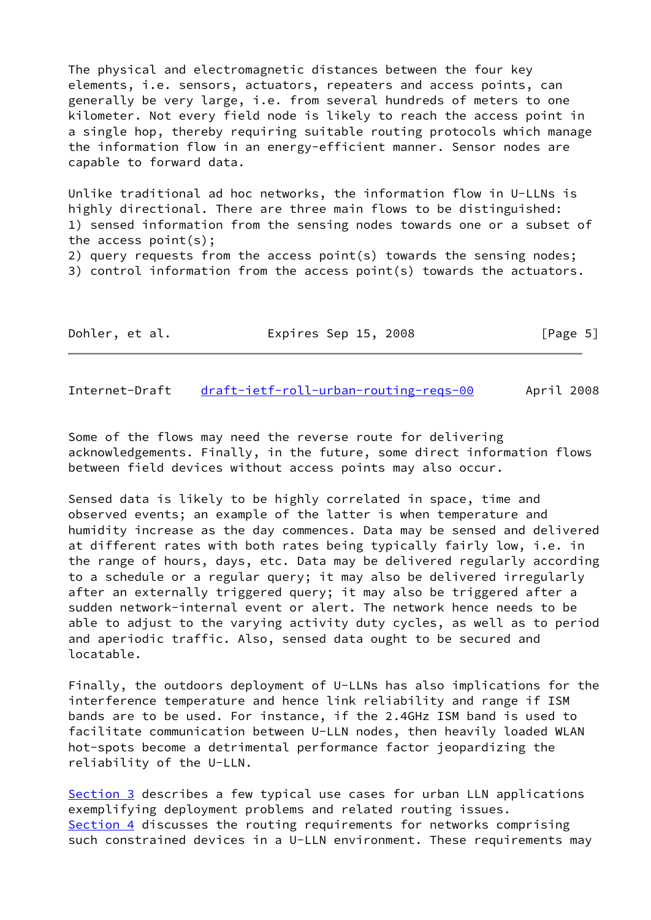The physical and electromagnetic distances between the four key elements, i.e. sensors, actuators, repeaters and access points, can generally be very large, i.e. from several hundreds of meters to one kilometer. Not every field node is likely to reach the access point in a single hop, thereby requiring suitable routing protocols which manage the information flow in an energy-efficient manner. Sensor nodes are capable to forward data.

Unlike traditional ad hoc networks, the information flow in U-LLNs is highly directional. There are three main flows to be distinguished:
1) sensed information from the sensing nodes towards one or a subset of the access point(s);
2) query requests from the access point(s) towards the sensing nodes;
3) control information from the access point(s) towards the actuators.

Some of the flows may need the reverse route for delivering acknowledgements. Finally, in the future, some direct information flows between field devices without access points may also occur.

Sensed data is likely to be highly correlated in space, time and observed events; an example of the latter is when temperature and humidity increase as the day commences. Data may be sensed and delivered at different rates with both rates being typically fairly low, i.e. in the range of hours, days, etc. Data may be delivered regularly according to a schedule or a regular query; it may also be delivered irregularly after an externally triggered query; it may also be triggered after a sudden network-internal event or alert. The network hence needs to be able to adjust to the varying activity duty cycles, as well as to period and aperiodic traffic. Also, sensed data ought to be secured and locatable.

Finally, the outdoors deployment of U-LLNs has also implications for the interference temperature and hence link reliability and range if ISM bands are to be used. For instance, if the 2.4GHz ISM band is used to facilitate communication between U-LLN nodes, then heavily loaded WLAN hot-spots become a detrimental performance factor jeopardizing the reliability of the U-LLN.

Section 3 describes a few typical use cases for urban LLN applications exemplifying deployment problems and related routing issues. Section 4 discusses the routing requirements for networks comprising such constrained devices in a U-LLN environment. These requirements may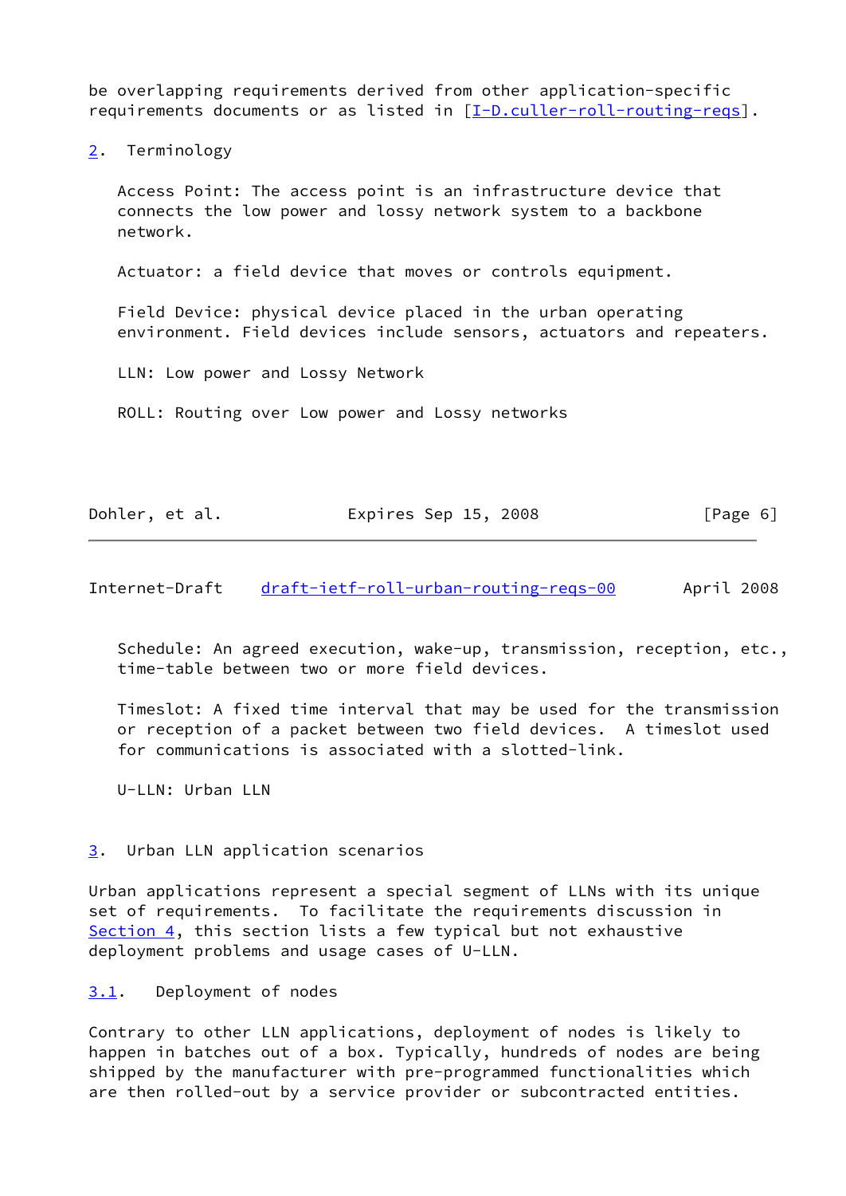be overlapping requirements derived from other application-specific requirements documents or as listed in [I-D.culler-roll-routing-reqs].

## 2. Terminology

Access Point: The access point is an infrastructure device that connects the low power and lossy network system to a backbone network.

Actuator: a field device that moves or controls equipment.

Field Device: physical device placed in the urban operating environment. Field devices include sensors, actuators and repeaters.

LLN: Low power and Lossy Network

ROLL: Routing over Low power and Lossy networks

Schedule: An agreed execution, wake-up, transmission, reception, etc., time-table between two or more field devices.

Timeslot: A fixed time interval that may be used for the transmission or reception of a packet between two field devices. A timeslot used for communications is associated with a slotted-link.

U-LLN: Urban LLN

## 3. Urban LLN application scenarios

Urban applications represent a special segment of LLNs with its unique set of requirements. To facilitate the requirements discussion in Section 4, this section lists a few typical but not exhaustive deployment problems and usage cases of U-LLN.

### 3.1. Deployment of nodes

Contrary to other LLN applications, deployment of nodes is likely to happen in batches out of a box. Typically, hundreds of nodes are being shipped by the manufacturer with pre-programmed functionalities which are then rolled-out by a service provider or subcontracted entities.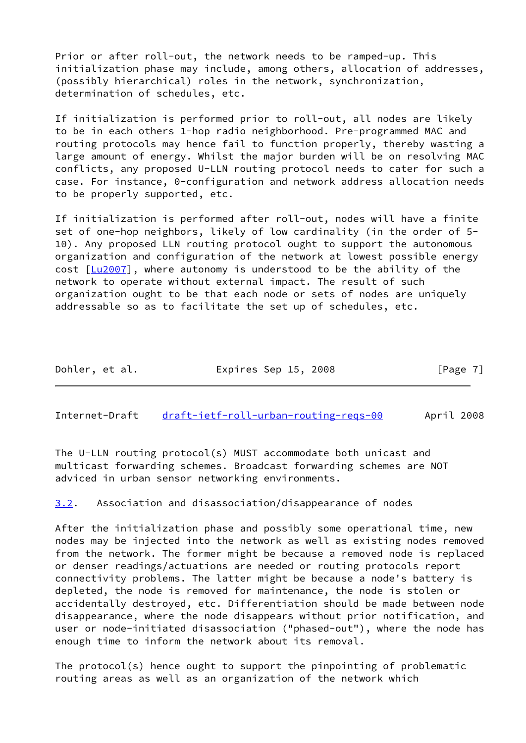Prior or after roll-out, the network needs to be ramped-up. This initialization phase may include, among others, allocation of addresses, (possibly hierarchical) roles in the network, synchronization, determination of schedules, etc.

If initialization is performed prior to roll-out, all nodes are likely to be in each others 1-hop radio neighborhood. Pre-programmed MAC and routing protocols may hence fail to function properly, thereby wasting a large amount of energy. Whilst the major burden will be on resolving MAC conflicts, any proposed U-LLN routing protocol needs to cater for such a case. For instance, 0-configuration and network address allocation needs to be properly supported, etc.

If initialization is performed after roll-out, nodes will have a finite set of one-hop neighbors, likely of low cardinality (in the order of 5-10). Any proposed LLN routing protocol ought to support the autonomous organization and configuration of the network at lowest possible energy cost [Lu2007], where autonomy is understood to be the ability of the network to operate without external impact. The result of such organization ought to be that each node or sets of nodes are uniquely addressable so as to facilitate the set up of schedules, etc.

The U-LLN routing protocol(s) MUST accommodate both unicast and multicast forwarding schemes. Broadcast forwarding schemes are NOT adviced in urban sensor networking environments.

## 3.2. Association and disassociation/disappearance of nodes

After the initialization phase and possibly some operational time, new nodes may be injected into the network as well as existing nodes removed from the network. The former might be because a removed node is replaced or denser readings/actuations are needed or routing protocols report connectivity problems. The latter might be because a node's battery is depleted, the node is removed for maintenance, the node is stolen or accidentally destroyed, etc. Differentiation should be made between node disappearance, where the node disappears without prior notification, and user or node-initiated disassociation ("phased-out"), where the node has enough time to inform the network about its removal.

The protocol(s) hence ought to support the pinpointing of problematic routing areas as well as an organization of the network which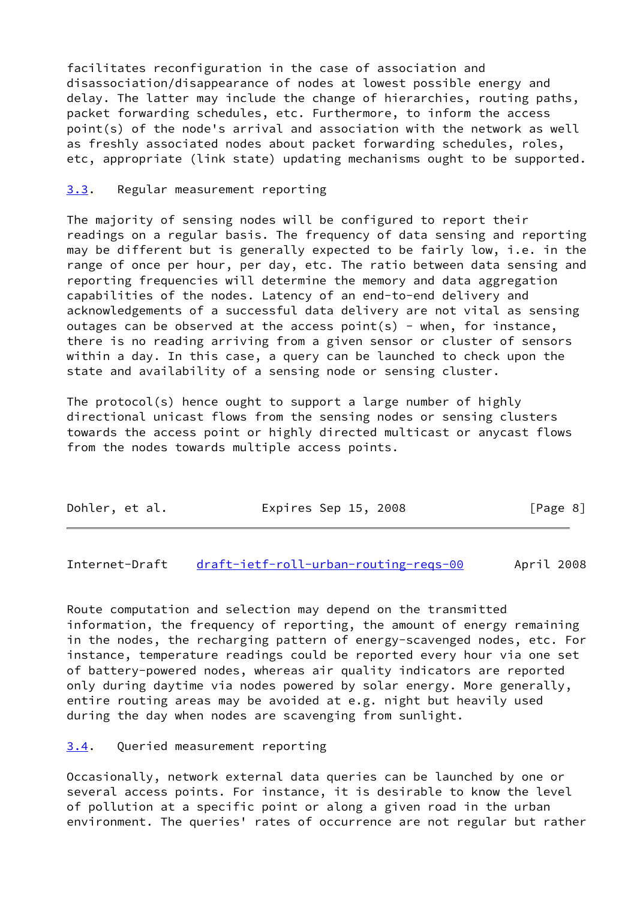facilitates reconfiguration in the case of association and disassociation/disappearance of nodes at lowest possible energy and delay. The latter may include the change of hierarchies, routing paths, packet forwarding schedules, etc. Furthermore, to inform the access point(s) of the node's arrival and association with the network as well as freshly associated nodes about packet forwarding schedules, roles, etc, appropriate (link state) updating mechanisms ought to be supported.

### 3.3. Regular measurement reporting

The majority of sensing nodes will be configured to report their readings on a regular basis. The frequency of data sensing and reporting may be different but is generally expected to be fairly low, i.e. in the range of once per hour, per day, etc. The ratio between data sensing and reporting frequencies will determine the memory and data aggregation capabilities of the nodes. Latency of an end-to-end delivery and acknowledgements of a successful data delivery are not vital as sensing outages can be observed at the access point(s) - when, for instance, there is no reading arriving from a given sensor or cluster of sensors within a day. In this case, a query can be launched to check upon the state and availability of a sensing node or sensing cluster.

The protocol(s) hence ought to support a large number of highly directional unicast flows from the sensing nodes or sensing clusters towards the access point or highly directed multicast or anycast flows from the nodes towards multiple access points.

Route computation and selection may depend on the transmitted information, the frequency of reporting, the amount of energy remaining in the nodes, the recharging pattern of energy-scavenged nodes, etc. For instance, temperature readings could be reported every hour via one set of battery-powered nodes, whereas air quality indicators are reported only during daytime via nodes powered by solar energy. More generally, entire routing areas may be avoided at e.g. night but heavily used during the day when nodes are scavenging from sunlight.

### 3.4. Queried measurement reporting

Occasionally, network external data queries can be launched by one or several access points. For instance, it is desirable to know the level of pollution at a specific point or along a given road in the urban environment. The queries' rates of occurrence are not regular but rather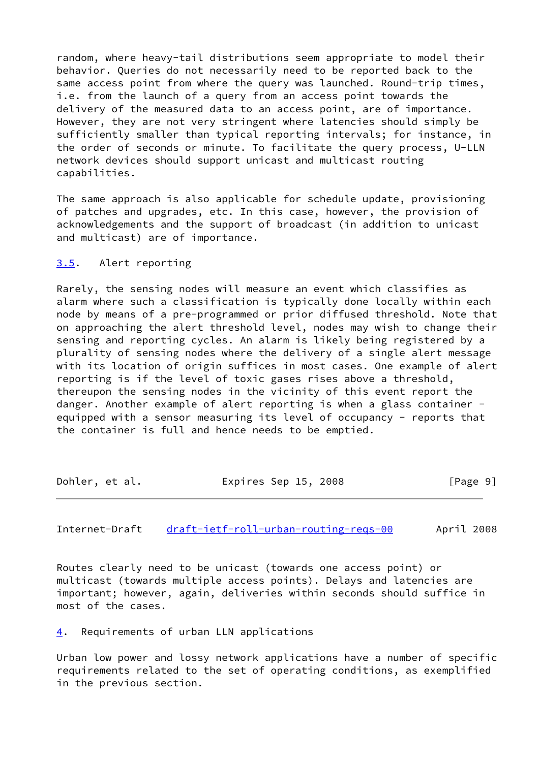random, where heavy-tail distributions seem appropriate to model their behavior. Queries do not necessarily need to be reported back to the same access point from where the query was launched. Round-trip times, i.e. from the launch of a query from an access point towards the delivery of the measured data to an access point, are of importance. However, they are not very stringent where latencies should simply be sufficiently smaller than typical reporting intervals; for instance, in the order of seconds or minute. To facilitate the query process, U-LLN network devices should support unicast and multicast routing capabilities.

The same approach is also applicable for schedule update, provisioning of patches and upgrades, etc. In this case, however, the provision of acknowledgements and the support of broadcast (in addition to unicast and multicast) are of importance.

### 3.5. Alert reporting

Rarely, the sensing nodes will measure an event which classifies as alarm where such a classification is typically done locally within each node by means of a pre-programmed or prior diffused threshold. Note that on approaching the alert threshold level, nodes may wish to change their sensing and reporting cycles. An alarm is likely being registered by a plurality of sensing nodes where the delivery of a single alert message with its location of origin suffices in most cases. One example of alert reporting is if the level of toxic gases rises above a threshold, thereupon the sensing nodes in the vicinity of this event report the danger. Another example of alert reporting is when a glass container - equipped with a sensor measuring its level of occupancy - reports that the container is full and hence needs to be emptied.

Routes clearly need to be unicast (towards one access point) or multicast (towards multiple access points). Delays and latencies are important; however, again, deliveries within seconds should suffice in most of the cases.

## 4. Requirements of urban LLN applications

Urban low power and lossy network applications have a number of specific requirements related to the set of operating conditions, as exemplified in the previous section.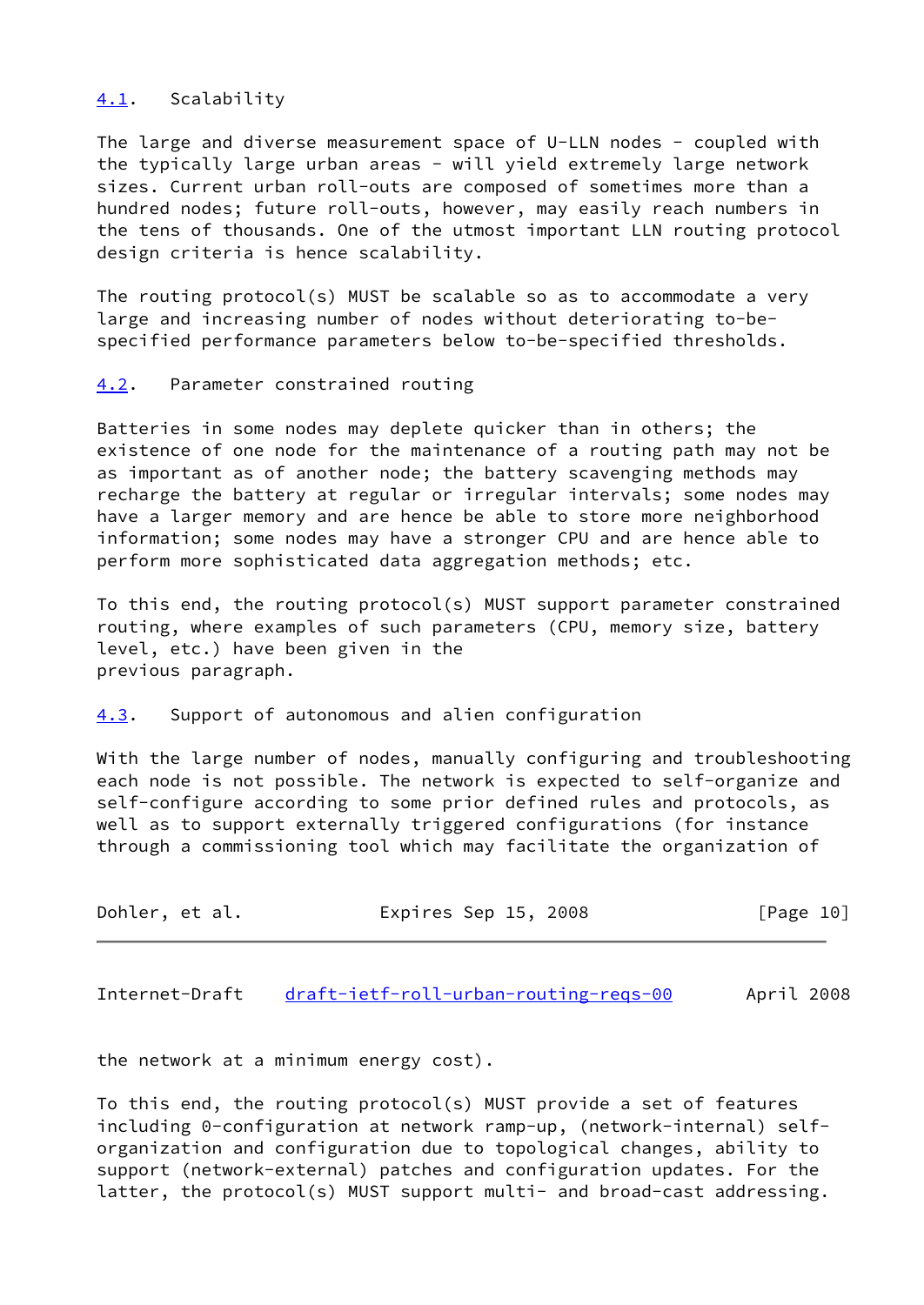### 4.1. Scalability

The large and diverse measurement space of U-LLN nodes - coupled with the typically large urban areas - will yield extremely large network sizes. Current urban roll-outs are composed of sometimes more than a hundred nodes; future roll-outs, however, may easily reach numbers in the tens of thousands. One of the utmost important LLN routing protocol design criteria is hence scalability.

The routing protocol(s) MUST be scalable so as to accommodate a very large and increasing number of nodes without deteriorating to-be-specified performance parameters below to-be-specified thresholds.

### 4.2. Parameter constrained routing

Batteries in some nodes may deplete quicker than in others; the existence of one node for the maintenance of a routing path may not be as important as of another node; the battery scavenging methods may recharge the battery at regular or irregular intervals; some nodes may have a larger memory and are hence be able to store more neighborhood information; some nodes may have a stronger CPU and are hence able to perform more sophisticated data aggregation methods; etc.

To this end, the routing protocol(s) MUST support parameter constrained routing, where examples of such parameters (CPU, memory size, battery level, etc.) have been given in the previous paragraph.

### 4.3. Support of autonomous and alien configuration

With the large number of nodes, manually configuring and troubleshooting each node is not possible. The network is expected to self-organize and self-configure according to some prior defined rules and protocols, as well as to support externally triggered configurations (for instance through a commissioning tool which may facilitate the organization of the network at a minimum energy cost).

To this end, the routing protocol(s) MUST provide a set of features including 0-configuration at network ramp-up, (network-internal) self-organization and configuration due to topological changes, ability to support (network-external) patches and configuration updates. For the latter, the protocol(s) MUST support multi- and broad-cast addressing.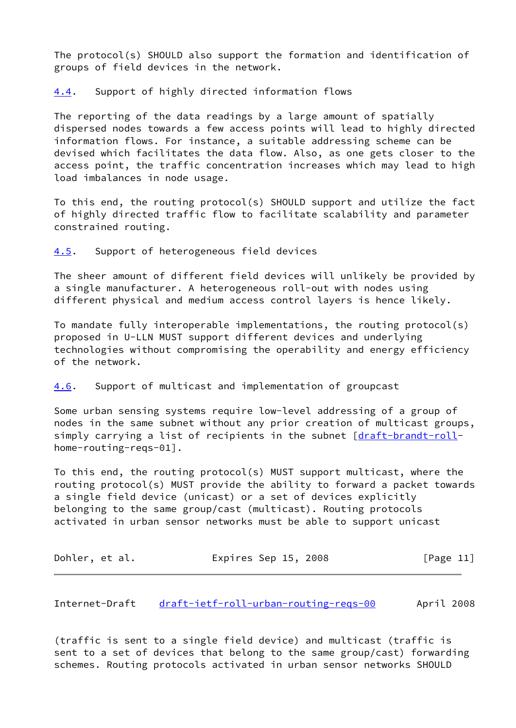The protocol(s) SHOULD also support the formation and identification of groups of field devices in the network.

### 4.4. Support of highly directed information flows

The reporting of the data readings by a large amount of spatially dispersed nodes towards a few access points will lead to highly directed information flows. For instance, a suitable addressing scheme can be devised which facilitates the data flow. Also, as one gets closer to the access point, the traffic concentration increases which may lead to high load imbalances in node usage.

To this end, the routing protocol(s) SHOULD support and utilize the fact of highly directed traffic flow to facilitate scalability and parameter constrained routing.

### 4.5. Support of heterogeneous field devices

The sheer amount of different field devices will unlikely be provided by a single manufacturer. A heterogeneous roll-out with nodes using different physical and medium access control layers is hence likely.

To mandate fully interoperable implementations, the routing protocol(s) proposed in U-LLN MUST support different devices and underlying technologies without compromising the operability and energy efficiency of the network.

### 4.6. Support of multicast and implementation of groupcast

Some urban sensing systems require low-level addressing of a group of nodes in the same subnet without any prior creation of multicast groups, simply carrying a list of recipients in the subnet [draft-brandt-roll-home-routing-reqs-01].

To this end, the routing protocol(s) MUST support multicast, where the routing protocol(s) MUST provide the ability to forward a packet towards a single field device (unicast) or a set of devices explicitly belonging to the same group/cast (multicast). Routing protocols activated in urban sensor networks must be able to support unicast (traffic is sent to a single field device) and multicast (traffic is sent to a set of devices that belong to the same group/cast) forwarding schemes. Routing protocols activated in urban sensor networks SHOULD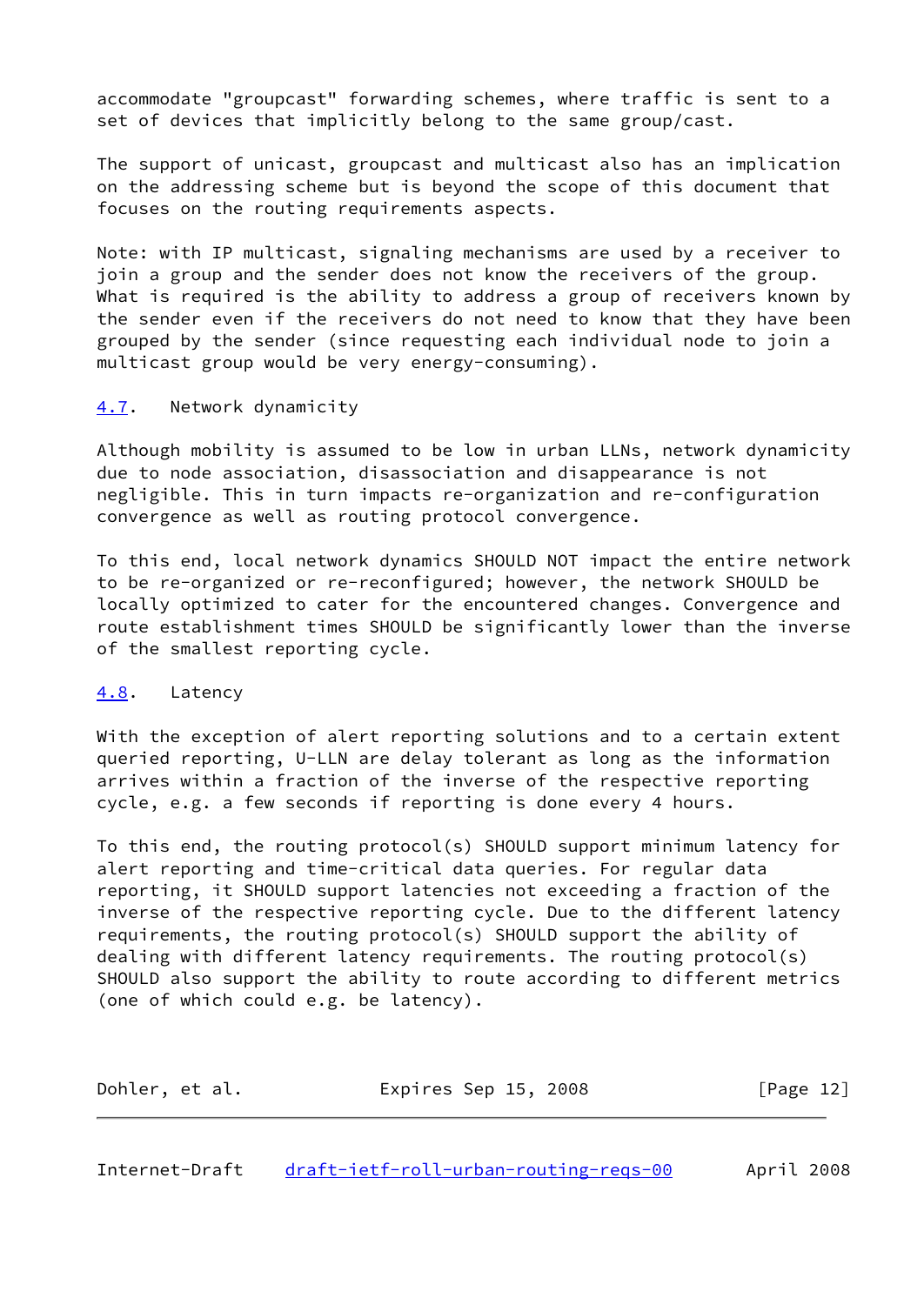accommodate "groupcast" forwarding schemes, where traffic is sent to a set of devices that implicitly belong to the same group/cast.

The support of unicast, groupcast and multicast also has an implication on the addressing scheme but is beyond the scope of this document that focuses on the routing requirements aspects.

Note: with IP multicast, signaling mechanisms are used by a receiver to join a group and the sender does not know the receivers of the group. What is required is the ability to address a group of receivers known by the sender even if the receivers do not need to know that they have been grouped by the sender (since requesting each individual node to join a multicast group would be very energy-consuming).

### 4.7. Network dynamicity

Although mobility is assumed to be low in urban LLNs, network dynamicity due to node association, disassociation and disappearance is not negligible. This in turn impacts re-organization and re-configuration convergence as well as routing protocol convergence.

To this end, local network dynamics SHOULD NOT impact the entire network to be re-organized or re-reconfigured; however, the network SHOULD be locally optimized to cater for the encountered changes. Convergence and route establishment times SHOULD be significantly lower than the inverse of the smallest reporting cycle.

### 4.8. Latency

With the exception of alert reporting solutions and to a certain extent queried reporting, U-LLN are delay tolerant as long as the information arrives within a fraction of the inverse of the respective reporting cycle, e.g. a few seconds if reporting is done every 4 hours.

To this end, the routing protocol(s) SHOULD support minimum latency for alert reporting and time-critical data queries. For regular data reporting, it SHOULD support latencies not exceeding a fraction of the inverse of the respective reporting cycle. Due to the different latency requirements, the routing protocol(s) SHOULD support the ability of dealing with different latency requirements. The routing protocol(s) SHOULD also support the ability to route according to different metrics (one of which could e.g. be latency).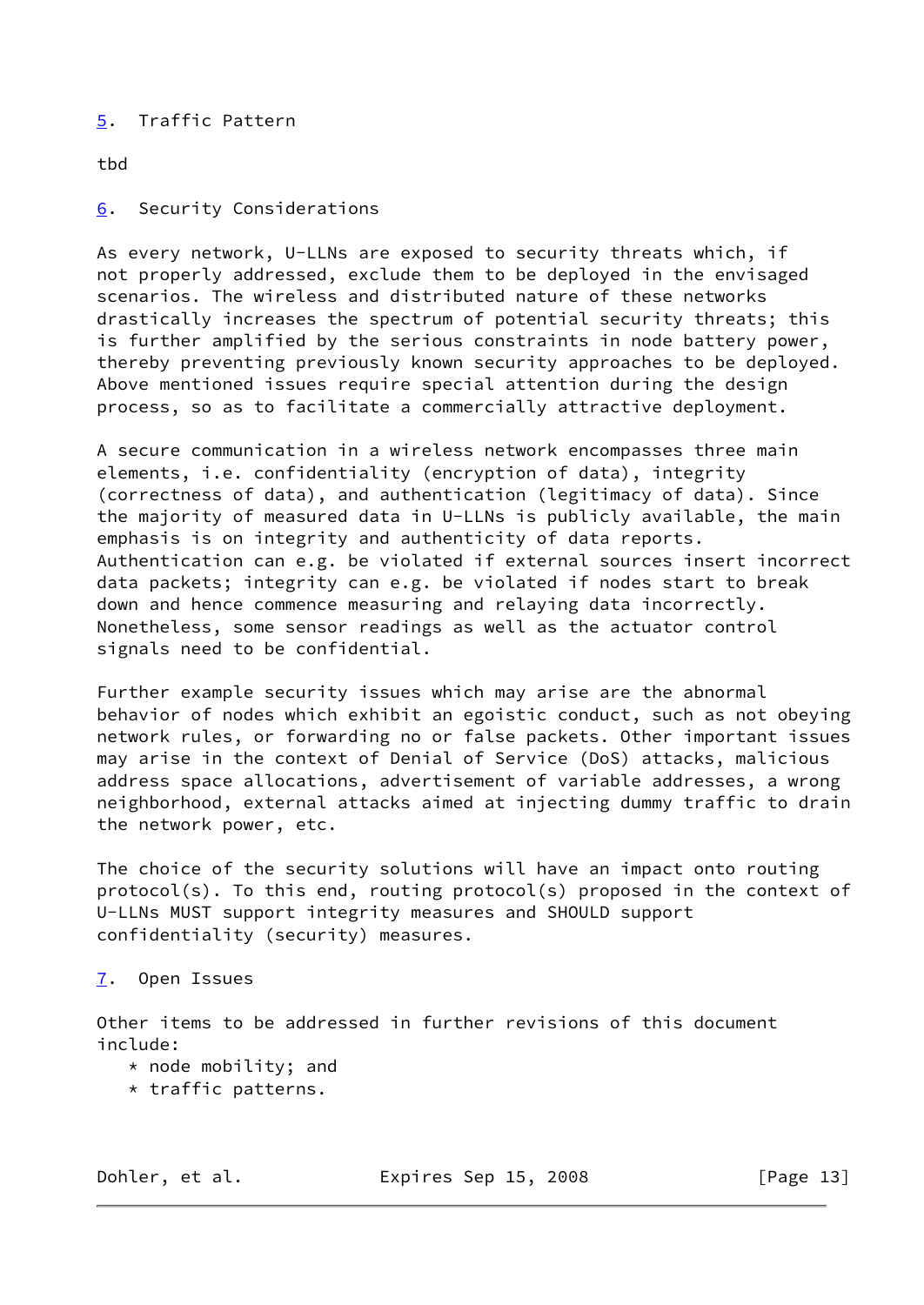## 5. Traffic Pattern

tbd

## 6. Security Considerations

As every network, U-LLNs are exposed to security threats which, if not properly addressed, exclude them to be deployed in the envisaged scenarios. The wireless and distributed nature of these networks drastically increases the spectrum of potential security threats; this is further amplified by the serious constraints in node battery power, thereby preventing previously known security approaches to be deployed. Above mentioned issues require special attention during the design process, so as to facilitate a commercially attractive deployment.

A secure communication in a wireless network encompasses three main elements, i.e. confidentiality (encryption of data), integrity (correctness of data), and authentication (legitimacy of data). Since the majority of measured data in U-LLNs is publicly available, the main emphasis is on integrity and authenticity of data reports. Authentication can e.g. be violated if external sources insert incorrect data packets; integrity can e.g. be violated if nodes start to break down and hence commence measuring and relaying data incorrectly. Nonetheless, some sensor readings as well as the actuator control signals need to be confidential.

Further example security issues which may arise are the abnormal behavior of nodes which exhibit an egoistic conduct, such as not obeying network rules, or forwarding no or false packets. Other important issues may arise in the context of Denial of Service (DoS) attacks, malicious address space allocations, advertisement of variable addresses, a wrong neighborhood, external attacks aimed at injecting dummy traffic to drain the network power, etc.

The choice of the security solutions will have an impact onto routing protocol(s). To this end, routing protocol(s) proposed in the context of U-LLNs MUST support integrity measures and SHOULD support confidentiality (security) measures.

## 7. Open Issues

Other items to be addressed in further revisions of this document include:

* node mobility; and
* traffic patterns.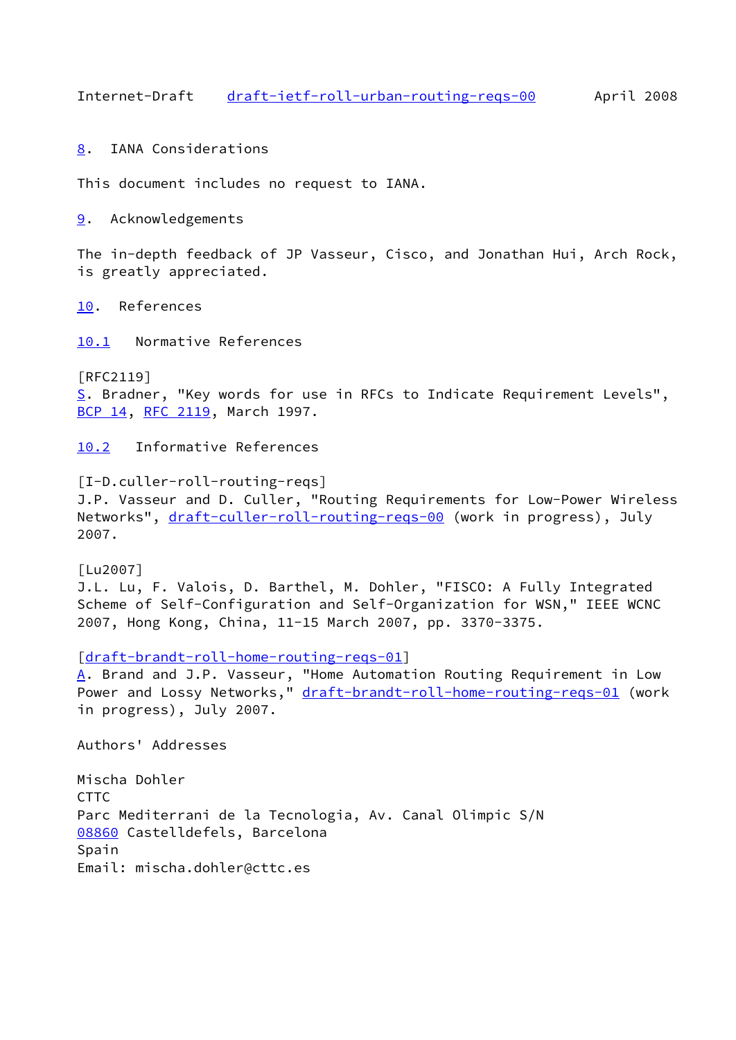## 8. IANA Considerations

This document includes no request to IANA.

## 9. Acknowledgements

The in-depth feedback of JP Vasseur, Cisco, and Jonathan Hui, Arch Rock, is greatly appreciated.

## 10. References

### 10.1 Normative References

[RFC2119]
S. Bradner, "Key words for use in RFCs to Indicate Requirement Levels", BCP 14, RFC 2119, March 1997.

### 10.2 Informative References

[I-D.culler-roll-routing-reqs]
J.P. Vasseur and D. Culler, "Routing Requirements for Low-Power Wireless Networks", draft-culler-roll-routing-reqs-00 (work in progress), July 2007.

[Lu2007]
J.L. Lu, F. Valois, D. Barthel, M. Dohler, "FISCO: A Fully Integrated Scheme of Self-Configuration and Self-Organization for WSN," IEEE WCNC 2007, Hong Kong, China, 11-15 March 2007, pp. 3370-3375.

[draft-brandt-roll-home-routing-reqs-01]
A. Brand and J.P. Vasseur, "Home Automation Routing Requirement in Low Power and Lossy Networks," draft-brandt-roll-home-routing-reqs-01 (work in progress), July 2007.

Authors' Addresses

Mischa Dohler
CTTC
Parc Mediterrani de la Tecnologia, Av. Canal Olimpic S/N
08860 Castelldefels, Barcelona
Spain
Email: mischa.dohler@cttc.es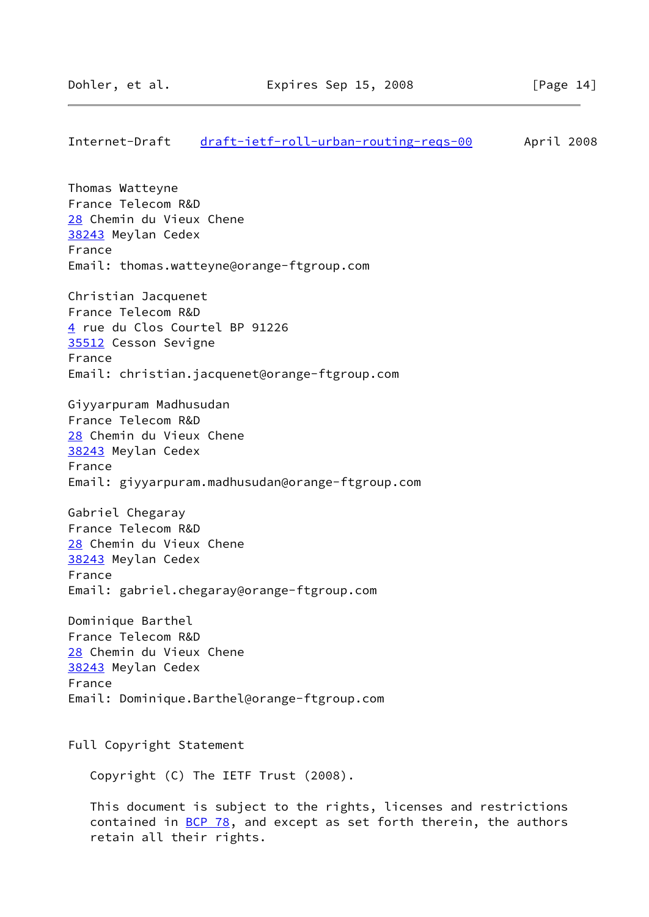Thomas Watteyne
France Telecom R&D
28 Chemin du Vieux Chene
38243 Meylan Cedex
France
Email: thomas.watteyne@orange-ftgroup.com

Christian Jacquenet
France Telecom R&D
4 rue du Clos Courtel BP 91226
35512 Cesson Sevigne
France
Email: christian.jacquenet@orange-ftgroup.com

Giyyarpuram Madhusudan
France Telecom R&D
28 Chemin du Vieux Chene
38243 Meylan Cedex
France
Email: giyyarpuram.madhusudan@orange-ftgroup.com

Gabriel Chegaray
France Telecom R&D
28 Chemin du Vieux Chene
38243 Meylan Cedex
France
Email: gabriel.chegaray@orange-ftgroup.com

Dominique Barthel
France Telecom R&D
28 Chemin du Vieux Chene
38243 Meylan Cedex
France
Email: Dominique.Barthel@orange-ftgroup.com

## Full Copyright Statement

Copyright (C) The IETF Trust (2008).

This document is subject to the rights, licenses and restrictions contained in BCP 78, and except as set forth therein, the authors retain all their rights.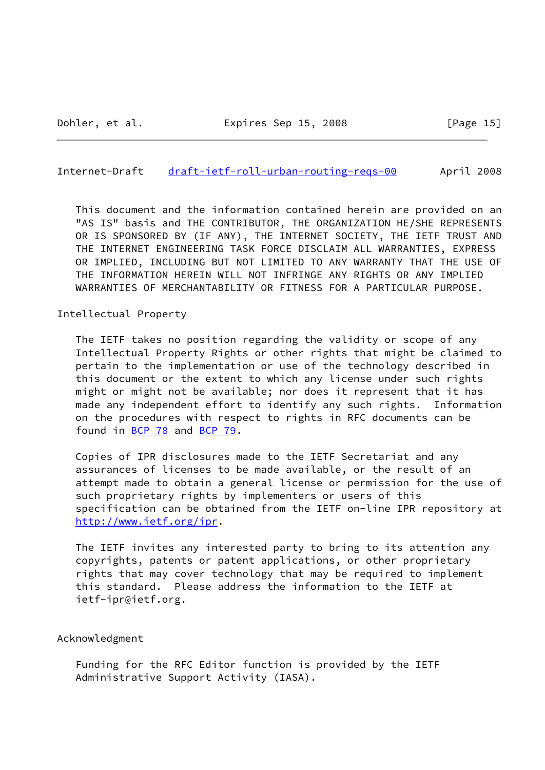This document and the information contained herein are provided on an "AS IS" basis and THE CONTRIBUTOR, THE ORGANIZATION HE/SHE REPRESENTS OR IS SPONSORED BY (IF ANY), THE INTERNET SOCIETY, THE IETF TRUST AND THE INTERNET ENGINEERING TASK FORCE DISCLAIM ALL WARRANTIES, EXPRESS OR IMPLIED, INCLUDING BUT NOT LIMITED TO ANY WARRANTY THAT THE USE OF THE INFORMATION HEREIN WILL NOT INFRINGE ANY RIGHTS OR ANY IMPLIED WARRANTIES OF MERCHANTABILITY OR FITNESS FOR A PARTICULAR PURPOSE.

## Intellectual Property

The IETF takes no position regarding the validity or scope of any Intellectual Property Rights or other rights that might be claimed to pertain to the implementation or use of the technology described in this document or the extent to which any license under such rights might or might not be available; nor does it represent that it has made any independent effort to identify any such rights. Information on the procedures with respect to rights in RFC documents can be found in BCP 78 and BCP 79.

Copies of IPR disclosures made to the IETF Secretariat and any assurances of licenses to be made available, or the result of an attempt made to obtain a general license or permission for the use of such proprietary rights by implementers or users of this specification can be obtained from the IETF on-line IPR repository at http://www.ietf.org/ipr.

The IETF invites any interested party to bring to its attention any copyrights, patents or patent applications, or other proprietary rights that may cover technology that may be required to implement this standard. Please address the information to the IETF at ietf-ipr@ietf.org.

## Acknowledgment

Funding for the RFC Editor function is provided by the IETF Administrative Support Activity (IASA).